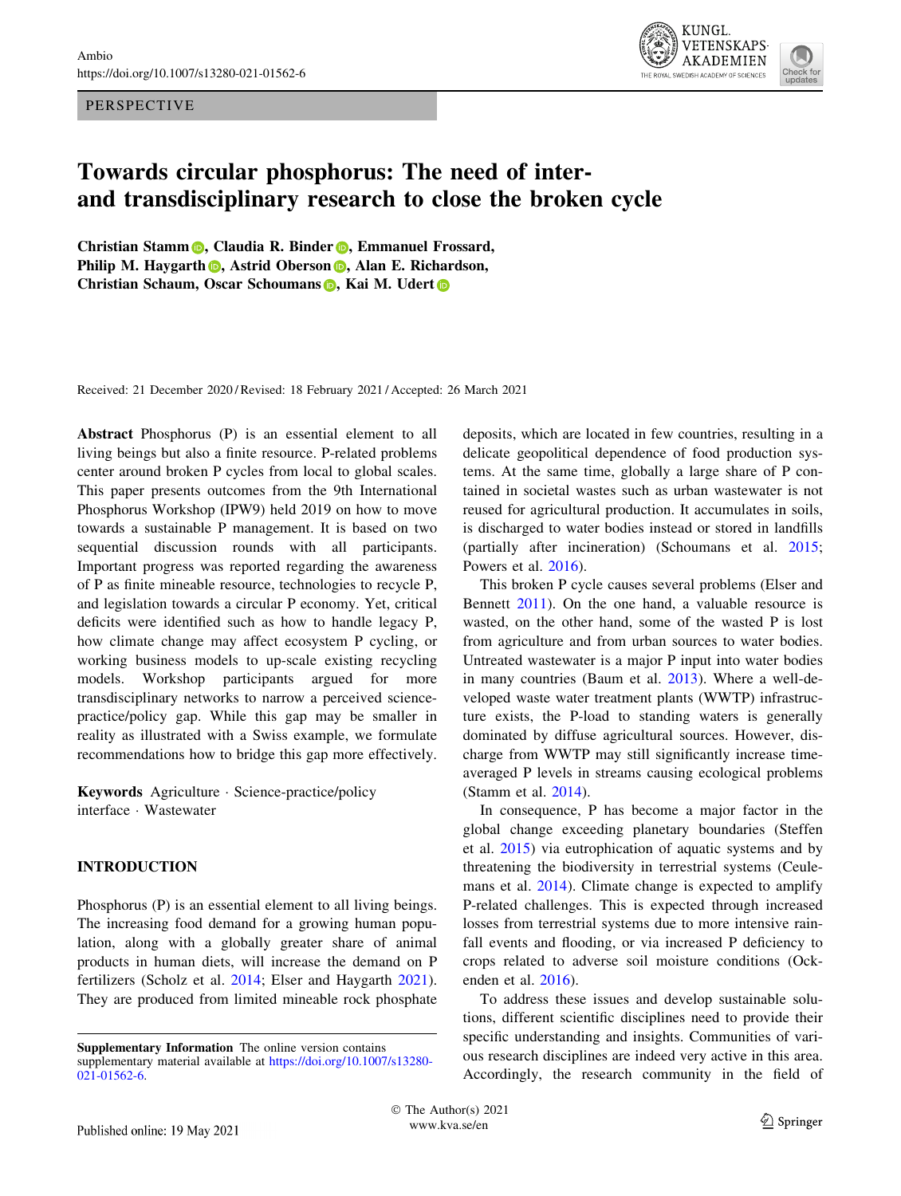PERSPECTIVE

# Towards circular phosphorus: The need of inter- and transdisciplinary research to close the broken cycle

**Christian Stamm, Claudia R. Binder, Emmanuel Frossard, Philip M. Haygarth, Astrid Oberson, Alan E. Richardson, Christian Schaum, Oscar Schoumans, Kai M. Udert**

Received: 21 December 2020 / Revised: 18 February 2021 / Accepted: 26 March 2021

**Abstract** Phosphorus (P) is an essential element to all living beings but also a finite resource. P-related problems center around broken P cycles from local to global scales. This paper presents outcomes from the 9th International Phosphorus Workshop (IPW9) held 2019 on how to move towards a sustainable P management. It is based on two sequential discussion rounds with all participants. Important progress was reported regarding the awareness of P as finite mineable resource, technologies to recycle P, and legislation towards a circular P economy. Yet, critical deficits were identified such as how to handle legacy P, how climate change may affect ecosystem P cycling, or working business models to up-scale existing recycling models. Workshop participants argued for more transdisciplinary networks to narrow a perceived science-practice/policy gap. While this gap may be smaller in reality as illustrated with a Swiss example, we formulate recommendations how to bridge this gap more effectively.

**Keywords** Agriculture · Science-practice/policy interface · Wastewater

## INTRODUCTION

Phosphorus (P) is an essential element to all living beings. The increasing food demand for a growing human population, along with a globally greater share of animal products in human diets, will increase the demand on P fertilizers (Scholz et al. 2014; Elser and Haygarth 2021). They are produced from limited mineable rock phosphate deposits, which are located in few countries, resulting in a delicate geopolitical dependence of food production systems. At the same time, globally a large share of P contained in societal wastes such as urban wastewater is not reused for agricultural production. It accumulates in soils, is discharged to water bodies instead or stored in landfills (partially after incineration) (Schoumans et al. 2015; Powers et al. 2016).

This broken P cycle causes several problems (Elser and Bennett 2011). On the one hand, a valuable resource is wasted, on the other hand, some of the wasted P is lost from agriculture and from urban sources to water bodies. Untreated wastewater is a major P input into water bodies in many countries (Baum et al. 2013). Where a well-developed waste water treatment plants (WWTP) infrastructure exists, the P-load to standing waters is generally dominated by diffuse agricultural sources. However, discharge from WWTP may still significantly increase time-averaged P levels in streams causing ecological problems (Stamm et al. 2014).

In consequence, P has become a major factor in the global change exceeding planetary boundaries (Steffen et al. 2015) via eutrophication of aquatic systems and by threatening the biodiversity in terrestrial systems (Ceulemans et al. 2014). Climate change is expected to amplify P-related challenges. This is expected through increased losses from terrestrial systems due to more intensive rainfall events and flooding, or via increased P deficiency to crops related to adverse soil moisture conditions (Ockenden et al. 2016).

To address these issues and develop sustainable solutions, different scientific disciplines need to provide their specific understanding and insights. Communities of various research disciplines are indeed very active in this area. Accordingly, the research community in the field of

**Supplementary Information** The online version contains supplementary material available at https://doi.org/10.1007/s13280-021-01562-6.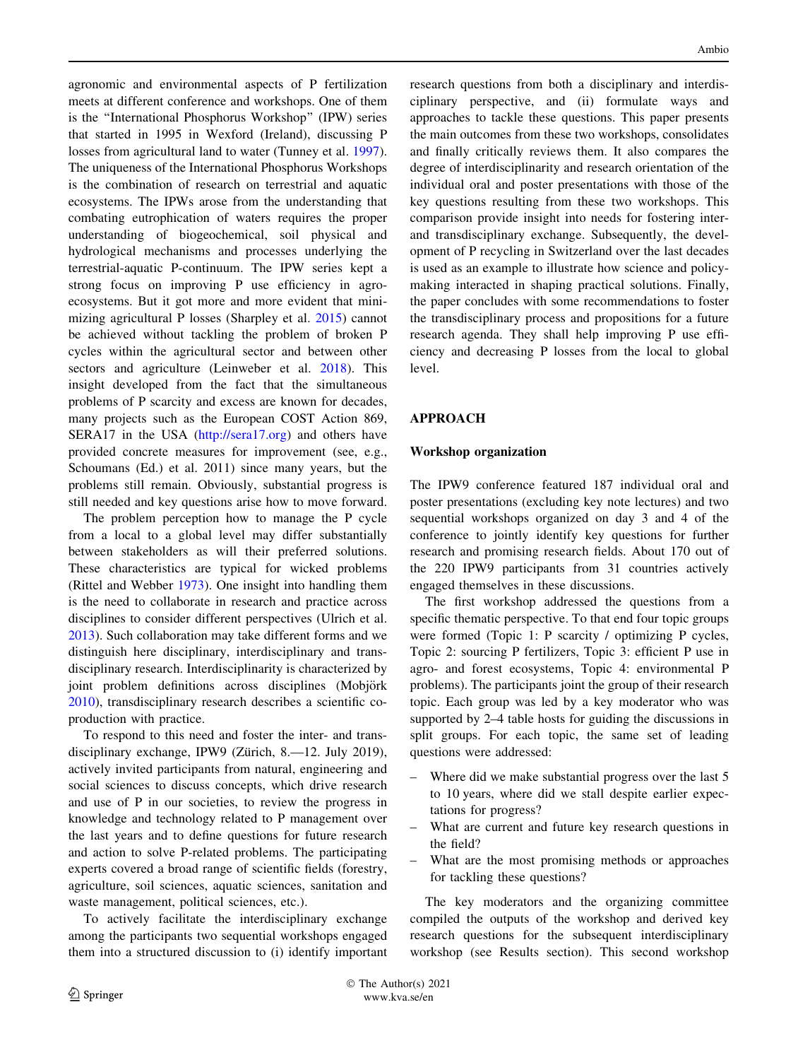agronomic and environmental aspects of P fertilization meets at different conference and workshops. One of them is the "International Phosphorus Workshop" (IPW) series that started in 1995 in Wexford (Ireland), discussing P losses from agricultural land to water (Tunney et al. 1997). The uniqueness of the International Phosphorus Workshops is the combination of research on terrestrial and aquatic ecosystems. The IPWs arose from the understanding that combating eutrophication of waters requires the proper understanding of biogeochemical, soil physical and hydrological mechanisms and processes underlying the terrestrial-aquatic P-continuum. The IPW series kept a strong focus on improving P use efficiency in agro-ecosystems. But it got more and more evident that minimizing agricultural P losses (Sharpley et al. 2015) cannot be achieved without tackling the problem of broken P cycles within the agricultural sector and between other sectors and agriculture (Leinweber et al. 2018). This insight developed from the fact that the simultaneous problems of P scarcity and excess are known for decades, many projects such as the European COST Action 869, SERA17 in the USA (http://sera17.org) and others have provided concrete measures for improvement (see, e.g., Schoumans (Ed.) et al. 2011) since many years, but the problems still remain. Obviously, substantial progress is still needed and key questions arise how to move forward.

The problem perception how to manage the P cycle from a local to a global level may differ substantially between stakeholders as will their preferred solutions. These characteristics are typical for wicked problems (Rittel and Webber 1973). One insight into handling them is the need to collaborate in research and practice across disciplines to consider different perspectives (Ulrich et al. 2013). Such collaboration may take different forms and we distinguish here disciplinary, interdisciplinary and transdisciplinary research. Interdisciplinarity is characterized by joint problem definitions across disciplines (Mobjörk 2010), transdisciplinary research describes a scientific co-production with practice.

To respond to this need and foster the inter- and transdisciplinary exchange, IPW9 (Zürich, 8.—12. July 2019), actively invited participants from natural, engineering and social sciences to discuss concepts, which drive research and use of P in our societies, to review the progress in knowledge and technology related to P management over the last years and to define questions for future research and action to solve P-related problems. The participating experts covered a broad range of scientific fields (forestry, agriculture, soil sciences, aquatic sciences, sanitation and waste management, political sciences, etc.).

To actively facilitate the interdisciplinary exchange among the participants two sequential workshops engaged them into a structured discussion to (i) identify important research questions from both a disciplinary and interdisciplinary perspective, and (ii) formulate ways and approaches to tackle these questions. This paper presents the main outcomes from these two workshops, consolidates and finally critically reviews them. It also compares the degree of interdisciplinarity and research orientation of the individual oral and poster presentations with those of the key questions resulting from these two workshops. This comparison provide insight into needs for fostering inter- and transdisciplinary exchange. Subsequently, the development of P recycling in Switzerland over the last decades is used as an example to illustrate how science and policy-making interacted in shaping practical solutions. Finally, the paper concludes with some recommendations to foster the transdisciplinary process and propositions for a future research agenda. They shall help improving P use efficiency and decreasing P losses from the local to global level.

## APPROACH

### Workshop organization

The IPW9 conference featured 187 individual oral and poster presentations (excluding key note lectures) and two sequential workshops organized on day 3 and 4 of the conference to jointly identify key questions for further research and promising research fields. About 170 out of the 220 IPW9 participants from 31 countries actively engaged themselves in these discussions.

The first workshop addressed the questions from a specific thematic perspective. To that end four topic groups were formed (Topic 1: P scarcity / optimizing P cycles, Topic 2: sourcing P fertilizers, Topic 3: efficient P use in agro- and forest ecosystems, Topic 4: environmental P problems). The participants joint the group of their research topic. Each group was led by a key moderator who was supported by 2–4 table hosts for guiding the discussions in split groups. For each topic, the same set of leading questions were addressed:

- Where did we make substantial progress over the last 5 to 10 years, where did we stall despite earlier expectations for progress?
- What are current and future key research questions in the field?
- What are the most promising methods or approaches for tackling these questions?

The key moderators and the organizing committee compiled the outputs of the workshop and derived key research questions for the subsequent interdisciplinary workshop (see Results section). This second workshop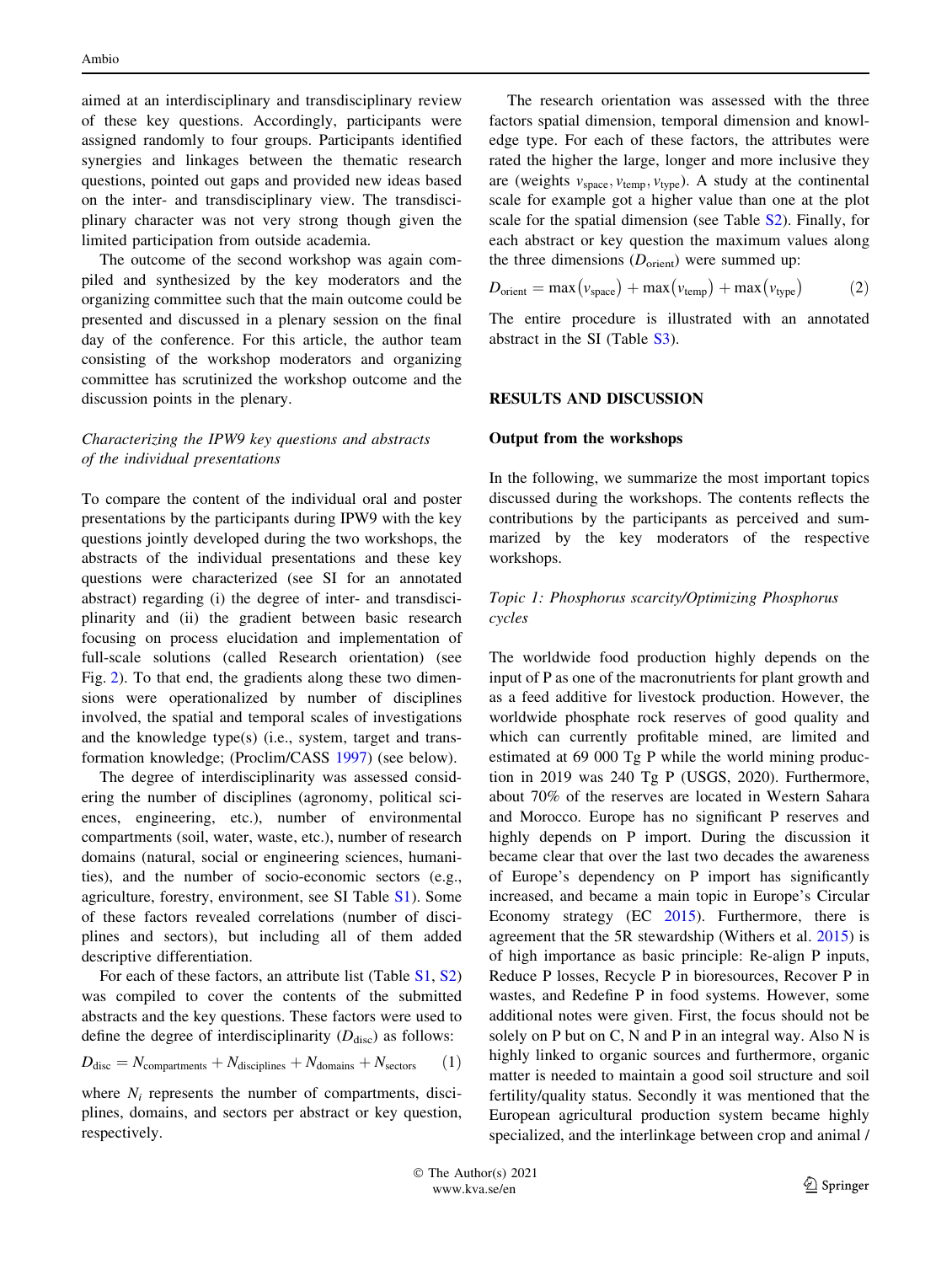aimed at an interdisciplinary and transdisciplinary review of these key questions. Accordingly, participants were assigned randomly to four groups. Participants identified synergies and linkages between the thematic research questions, pointed out gaps and provided new ideas based on the inter- and transdisciplinary view. The transdisciplinary character was not very strong though given the limited participation from outside academia.

The outcome of the second workshop was again compiled and synthesized by the key moderators and the organizing committee such that the main outcome could be presented and discussed in a plenary session on the final day of the conference. For this article, the author team consisting of the workshop moderators and organizing committee has scrutinized the workshop outcome and the discussion points in the plenary.

### *Characterizing the IPW9 key questions and abstracts of the individual presentations*

To compare the content of the individual oral and poster presentations by the participants during IPW9 with the key questions jointly developed during the two workshops, the abstracts of the individual presentations and these key questions were characterized (see SI for an annotated abstract) regarding (i) the degree of inter- and transdisciplinarity and (ii) the gradient between basic research focusing on process elucidation and implementation of full-scale solutions (called Research orientation) (see Fig. 2). To that end, the gradients along these two dimensions were operationalized by number of disciplines involved, the spatial and temporal scales of investigations and the knowledge type(s) (i.e., system, target and transformation knowledge; (Proclim/CASS 1997) (see below).

The degree of interdisciplinarity was assessed considering the number of disciplines (agronomy, political sciences, engineering, etc.), number of environmental compartments (soil, water, waste, etc.), number of research domains (natural, social or engineering sciences, humanities), and the number of socio-economic sectors (e.g., agriculture, forestry, environment, see SI Table S1). Some of these factors revealed correlations (number of disciplines and sectors), but including all of them added descriptive differentiation.

For each of these factors, an attribute list (Table S1, S2) was compiled to cover the contents of the submitted abstracts and the key questions. These factors were used to define the degree of interdisciplinarity ($D_{\mathrm{disc}}$) as follows:

$$D_{\mathrm{disc}} = N_{\mathrm{compartments}} + N_{\mathrm{disciplines}} + N_{\mathrm{domains}} + N_{\mathrm{sectors}} \qquad (1)$$

where $N_i$ represents the number of compartments, disciplines, domains, and sectors per abstract or key question, respectively.

The research orientation was assessed with the three factors spatial dimension, temporal dimension and knowledge type. For each of these factors, the attributes were rated the higher the large, longer and more inclusive they are (weights $v_{\mathrm{space}}, v_{\mathrm{temp}}, v_{\mathrm{type}}$). A study at the continental scale for example got a higher value than one at the plot scale for the spatial dimension (see Table S2). Finally, for each abstract or key question the maximum values along the three dimensions ($D_{\mathrm{orient}}$) were summed up:

$$D_{\mathrm{orient}} = \max(v_{\mathrm{space}}) + \max(v_{\mathrm{temp}}) + \max(v_{\mathrm{type}}) \qquad (2)$$

The entire procedure is illustrated with an annotated abstract in the SI (Table S3).

## RESULTS AND DISCUSSION

### Output from the workshops

In the following, we summarize the most important topics discussed during the workshops. The contents reflects the contributions by the participants as perceived and summarized by the key moderators of the respective workshops.

#### *Topic 1: Phosphorus scarcity/Optimizing Phosphorus cycles*

The worldwide food production highly depends on the input of P as one of the macronutrients for plant growth and as a feed additive for livestock production. However, the worldwide phosphate rock reserves of good quality and which can currently profitable mined, are limited and estimated at 69 000 Tg P while the world mining production in 2019 was 240 Tg P (USGS, 2020). Furthermore, about 70% of the reserves are located in Western Sahara and Morocco. Europe has no significant P reserves and highly depends on P import. During the discussion it became clear that over the last two decades the awareness of Europe's dependency on P import has significantly increased, and became a main topic in Europe's Circular Economy strategy (EC 2015). Furthermore, there is agreement that the 5R stewardship (Withers et al. 2015) is of high importance as basic principle: Re-align P inputs, Reduce P losses, Recycle P in bioresources, Recover P in wastes, and Redefine P in food systems. However, some additional notes were given. First, the focus should not be solely on P but on C, N and P in an integral way. Also N is highly linked to organic sources and furthermore, organic matter is needed to maintain a good soil structure and soil fertility/quality status. Secondly it was mentioned that the European agricultural production system became highly specialized, and the interlinkage between crop and animal /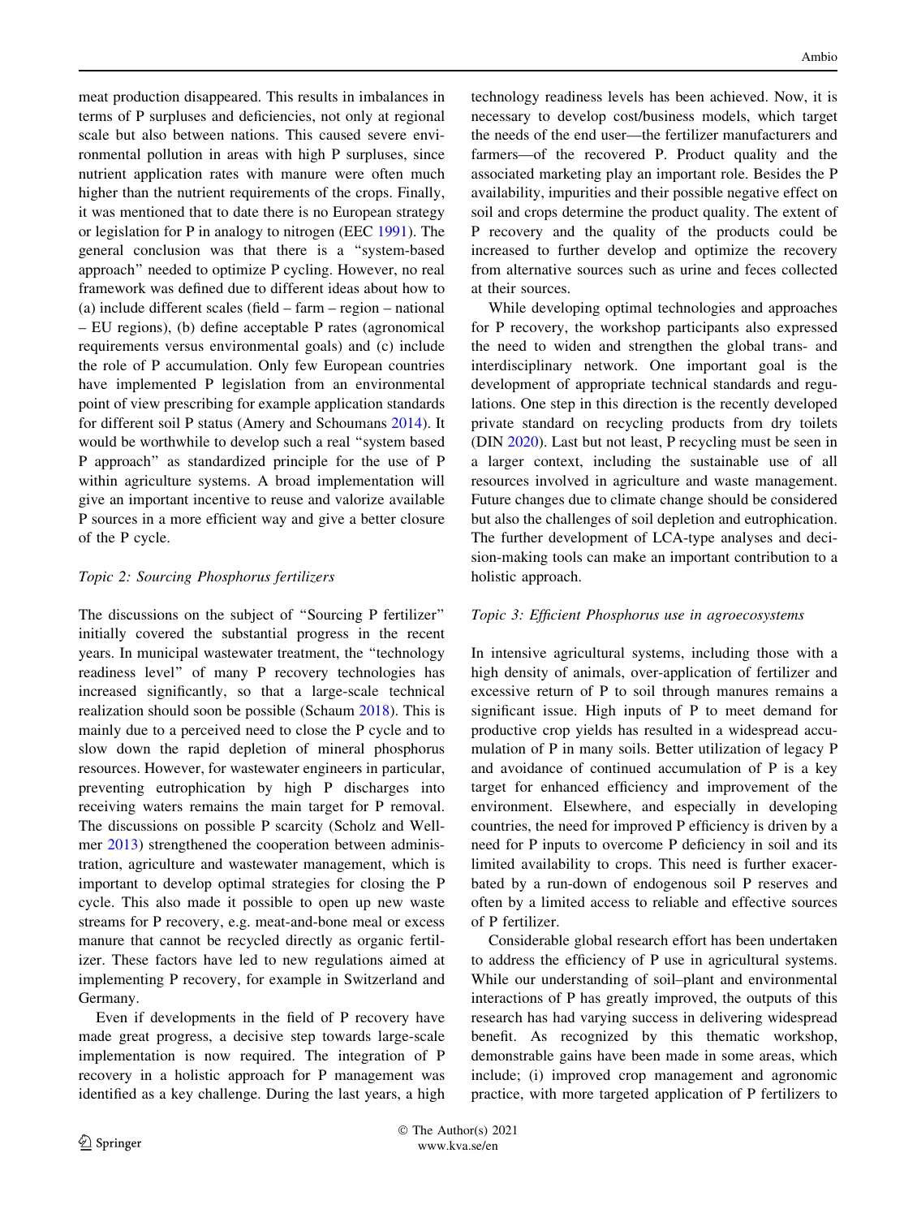meat production disappeared. This results in imbalances in terms of P surpluses and deficiencies, not only at regional scale but also between nations. This caused severe environmental pollution in areas with high P surpluses, since nutrient application rates with manure were often much higher than the nutrient requirements of the crops. Finally, it was mentioned that to date there is no European strategy or legislation for P in analogy to nitrogen (EEC 1991). The general conclusion was that there is a "system-based approach" needed to optimize P cycling. However, no real framework was defined due to different ideas about how to (a) include different scales (field – farm – region – national – EU regions), (b) define acceptable P rates (agronomical requirements versus environmental goals) and (c) include the role of P accumulation. Only few European countries have implemented P legislation from an environmental point of view prescribing for example application standards for different soil P status (Amery and Schoumans 2014). It would be worthwhile to develop such a real "system based P approach" as standardized principle for the use of P within agriculture systems. A broad implementation will give an important incentive to reuse and valorize available P sources in a more efficient way and give a better closure of the P cycle.

*Topic 2: Sourcing Phosphorus fertilizers*

The discussions on the subject of "Sourcing P fertilizer" initially covered the substantial progress in the recent years. In municipal wastewater treatment, the "technology readiness level" of many P recovery technologies has increased significantly, so that a large-scale technical realization should soon be possible (Schaum 2018). This is mainly due to a perceived need to close the P cycle and to slow down the rapid depletion of mineral phosphorus resources. However, for wastewater engineers in particular, preventing eutrophication by high P discharges into receiving waters remains the main target for P removal. The discussions on possible P scarcity (Scholz and Wellmer 2013) strengthened the cooperation between administration, agriculture and wastewater management, which is important to develop optimal strategies for closing the P cycle. This also made it possible to open up new waste streams for P recovery, e.g. meat-and-bone meal or excess manure that cannot be recycled directly as organic fertilizer. These factors have led to new regulations aimed at implementing P recovery, for example in Switzerland and Germany.

Even if developments in the field of P recovery have made great progress, a decisive step towards large-scale implementation is now required. The integration of P recovery in a holistic approach for P management was identified as a key challenge. During the last years, a high technology readiness levels has been achieved. Now, it is necessary to develop cost/business models, which target the needs of the end user—the fertilizer manufacturers and farmers—of the recovered P. Product quality and the associated marketing play an important role. Besides the P availability, impurities and their possible negative effect on soil and crops determine the product quality. The extent of P recovery and the quality of the products could be increased to further develop and optimize the recovery from alternative sources such as urine and feces collected at their sources.

While developing optimal technologies and approaches for P recovery, the workshop participants also expressed the need to widen and strengthen the global trans- and interdisciplinary network. One important goal is the development of appropriate technical standards and regulations. One step in this direction is the recently developed private standard on recycling products from dry toilets (DIN 2020). Last but not least, P recycling must be seen in a larger context, including the sustainable use of all resources involved in agriculture and waste management. Future changes due to climate change should be considered but also the challenges of soil depletion and eutrophication. The further development of LCA-type analyses and decision-making tools can make an important contribution to a holistic approach.

*Topic 3: Efficient Phosphorus use in agroecosystems*

In intensive agricultural systems, including those with a high density of animals, over-application of fertilizer and excessive return of P to soil through manures remains a significant issue. High inputs of P to meet demand for productive crop yields has resulted in a widespread accumulation of P in many soils. Better utilization of legacy P and avoidance of continued accumulation of P is a key target for enhanced efficiency and improvement of the environment. Elsewhere, and especially in developing countries, the need for improved P efficiency is driven by a need for P inputs to overcome P deficiency in soil and its limited availability to crops. This need is further exacerbated by a run-down of endogenous soil P reserves and often by a limited access to reliable and effective sources of P fertilizer.

Considerable global research effort has been undertaken to address the efficiency of P use in agricultural systems. While our understanding of soil–plant and environmental interactions of P has greatly improved, the outputs of this research has had varying success in delivering widespread benefit. As recognized by this thematic workshop, demonstrable gains have been made in some areas, which include; (i) improved crop management and agronomic practice, with more targeted application of P fertilizers to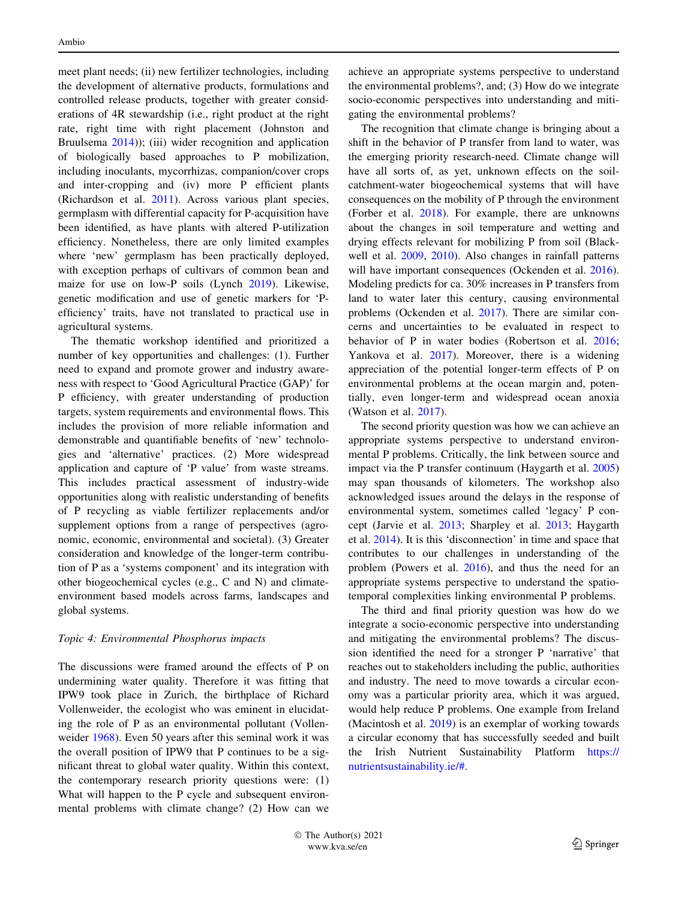meet plant needs; (ii) new fertilizer technologies, including the development of alternative products, formulations and controlled release products, together with greater considerations of 4R stewardship (i.e., right product at the right rate, right time with right placement (Johnston and Bruulsema 2014)); (iii) wider recognition and application of biologically based approaches to P mobilization, including inoculants, mycorrhizas, companion/cover crops and inter-cropping and (iv) more P efficient plants (Richardson et al. 2011). Across various plant species, germplasm with differential capacity for P-acquisition have been identified, as have plants with altered P-utilization efficiency. Nonetheless, there are only limited examples where 'new' germplasm has been practically deployed, with exception perhaps of cultivars of common bean and maize for use on low-P soils (Lynch 2019). Likewise, genetic modification and use of genetic markers for 'P-efficiency' traits, have not translated to practical use in agricultural systems.

The thematic workshop identified and prioritized a number of key opportunities and challenges: (1). Further need to expand and promote grower and industry awareness with respect to 'Good Agricultural Practice (GAP)' for P efficiency, with greater understanding of production targets, system requirements and environmental flows. This includes the provision of more reliable information and demonstrable and quantifiable benefits of 'new' technologies and 'alternative' practices. (2) More widespread application and capture of 'P value' from waste streams. This includes practical assessment of industry-wide opportunities along with realistic understanding of benefits of P recycling as viable fertilizer replacements and/or supplement options from a range of perspectives (agronomic, economic, environmental and societal). (3) Greater consideration and knowledge of the longer-term contribution of P as a 'systems component' and its integration with other biogeochemical cycles (e.g., C and N) and climate-environment based models across farms, landscapes and global systems.

*Topic 4: Environmental Phosphorus impacts*

The discussions were framed around the effects of P on undermining water quality. Therefore it was fitting that IPW9 took place in Zurich, the birthplace of Richard Vollenweider, the ecologist who was eminent in elucidating the role of P as an environmental pollutant (Vollenweider 1968). Even 50 years after this seminal work it was the overall position of IPW9 that P continues to be a significant threat to global water quality. Within this context, the contemporary research priority questions were: (1) What will happen to the P cycle and subsequent environmental problems with climate change? (2) How can we achieve an appropriate systems perspective to understand the environmental problems?, and; (3) How do we integrate socio-economic perspectives into understanding and mitigating the environmental problems?

The recognition that climate change is bringing about a shift in the behavior of P transfer from land to water, was the emerging priority research-need. Climate change will have all sorts of, as yet, unknown effects on the soil-catchment-water biogeochemical systems that will have consequences on the mobility of P through the environment (Forber et al. 2018). For example, there are unknowns about the changes in soil temperature and wetting and drying effects relevant for mobilizing P from soil (Blackwell et al. 2009, 2010). Also changes in rainfall patterns will have important consequences (Ockenden et al. 2016). Modeling predicts for ca. 30% increases in P transfers from land to water later this century, causing environmental problems (Ockenden et al. 2017). There are similar concerns and uncertainties to be evaluated in respect to behavior of P in water bodies (Robertson et al. 2016; Yankova et al. 2017). Moreover, there is a widening appreciation of the potential longer-term effects of P on environmental problems at the ocean margin and, potentially, even longer-term and widespread ocean anoxia (Watson et al. 2017).

The second priority question was how we can achieve an appropriate systems perspective to understand environmental P problems. Critically, the link between source and impact via the P transfer continuum (Haygarth et al. 2005) may span thousands of kilometers. The workshop also acknowledged issues around the delays in the response of environmental system, sometimes called 'legacy' P concept (Jarvie et al. 2013; Sharpley et al. 2013; Haygarth et al. 2014). It is this 'disconnection' in time and space that contributes to our challenges in understanding of the problem (Powers et al. 2016), and thus the need for an appropriate systems perspective to understand the spatio-temporal complexities linking environmental P problems.

The third and final priority question was how do we integrate a socio-economic perspective into understanding and mitigating the environmental problems? The discussion identified the need for a stronger P 'narrative' that reaches out to stakeholders including the public, authorities and industry. The need to move towards a circular economy was a particular priority area, which it was argued, would help reduce P problems. One example from Ireland (Macintosh et al. 2019) is an exemplar of working towards a circular economy that has successfully seeded and built the Irish Nutrient Sustainability Platform https://nutrientsustainability.ie/#.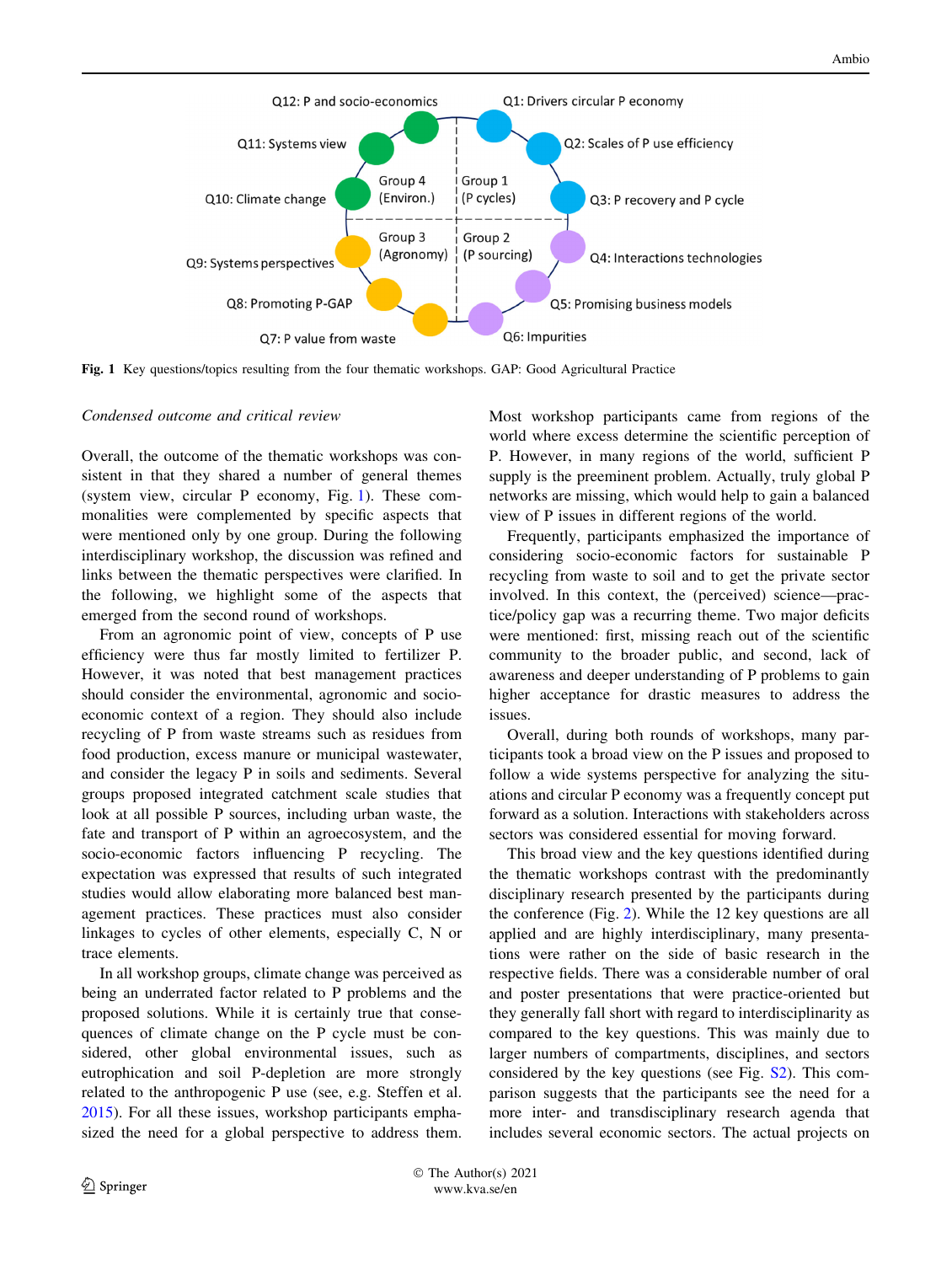Q12: P and socio-economics

Q1: Drivers circular P economy

Q11: Systems view

Q2: Scales of P use efficiency

Group 4 (Environ.)

Group 1 (P cycles)

Q10: Climate change

Q3: P recovery and P cycle

Group 3 (Agronomy)

Group 2 (P sourcing)

Q9: Systems perspectives

Q4: Interactions technologies

Q8: Promoting P-GAP

Q5: Promising business models

Q7: P value from waste

Q6: Impurities

**Fig. 1** Key questions/topics resulting from the four thematic workshops. GAP: Good Agricultural Practice

*Condensed outcome and critical review*

Overall, the outcome of the thematic workshops was consistent in that they shared a number of general themes (system view, circular P economy, Fig. 1). These commonalities were complemented by specific aspects that were mentioned only by one group. During the following interdisciplinary workshop, the discussion was refined and links between the thematic perspectives were clarified. In the following, we highlight some of the aspects that emerged from the second round of workshops.

From an agronomic point of view, concepts of P use efficiency were thus far mostly limited to fertilizer P. However, it was noted that best management practices should consider the environmental, agronomic and socio-economic context of a region. They should also include recycling of P from waste streams such as residues from food production, excess manure or municipal wastewater, and consider the legacy P in soils and sediments. Several groups proposed integrated catchment scale studies that look at all possible P sources, including urban waste, the fate and transport of P within an agroecosystem, and the socio-economic factors influencing P recycling. The expectation was expressed that results of such integrated studies would allow elaborating more balanced best management practices. These practices must also consider linkages to cycles of other elements, especially C, N or trace elements.

In all workshop groups, climate change was perceived as being an underrated factor related to P problems and the proposed solutions. While it is certainly true that consequences of climate change on the P cycle must be considered, other global environmental issues, such as eutrophication and soil P-depletion are more strongly related to the anthropogenic P use (see, e.g. Steffen et al. 2015). For all these issues, workshop participants emphasized the need for a global perspective to address them. Most workshop participants came from regions of the world where excess determine the scientific perception of P. However, in many regions of the world, sufficient P supply is the preeminent problem. Actually, truly global P networks are missing, which would help to gain a balanced view of P issues in different regions of the world.

Frequently, participants emphasized the importance of considering socio-economic factors for sustainable P recycling from waste to soil and to get the private sector involved. In this context, the (perceived) science—practice/policy gap was a recurring theme. Two major deficits were mentioned: first, missing reach out of the scientific community to the broader public, and second, lack of awareness and deeper understanding of P problems to gain higher acceptance for drastic measures to address the issues.

Overall, during both rounds of workshops, many participants took a broad view on the P issues and proposed to follow a wide systems perspective for analyzing the situations and circular P economy was a frequently concept put forward as a solution. Interactions with stakeholders across sectors was considered essential for moving forward.

This broad view and the key questions identified during the thematic workshops contrast with the predominantly disciplinary research presented by the participants during the conference (Fig. 2). While the 12 key questions are all applied and are highly interdisciplinary, many presentations were rather on the side of basic research in the respective fields. There was a considerable number of oral and poster presentations that were practice-oriented but they generally fall short with regard to interdisciplinarity as compared to the key questions. This was mainly due to larger numbers of compartments, disciplines, and sectors considered by the key questions (see Fig. S2). This comparison suggests that the participants see the need for a more inter- and transdisciplinary research agenda that includes several economic sectors. The actual projects on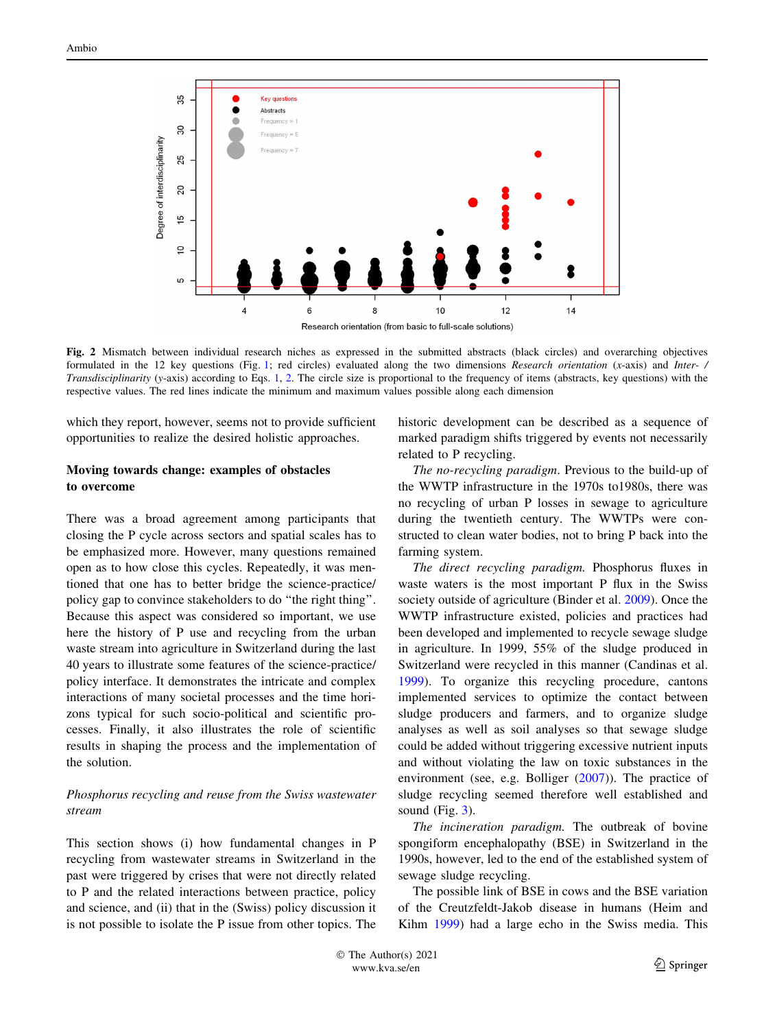Fig. 2 Mismatch between individual research niches as expressed in the submitted abstracts (black circles) and overarching objectives formulated in the 12 key questions (Fig. 1; red circles) evaluated along the two dimensions *Research orientation* (*x*-axis) and *Inter- / Transdisciplinarity* (*y*-axis) according to Eqs. 1, 2. The circle size is proportional to the frequency of items (abstracts, key questions) with the respective values. The red lines indicate the minimum and maximum values possible along each dimension

which they report, however, seems not to provide sufficient opportunities to realize the desired holistic approaches.

## Moving towards change: examples of obstacles to overcome

There was a broad agreement among participants that closing the P cycle across sectors and spatial scales has to be emphasized more. However, many questions remained open as to how close this cycles. Repeatedly, it was mentioned that one has to better bridge the science-practice/policy gap to convince stakeholders to do "the right thing". Because this aspect was considered so important, we use here the history of P use and recycling from the urban waste stream into agriculture in Switzerland during the last 40 years to illustrate some features of the science-practice/policy interface. It demonstrates the intricate and complex interactions of many societal processes and the time horizons typical for such socio-political and scientific processes. Finally, it also illustrates the role of scientific results in shaping the process and the implementation of the solution.

### *Phosphorus recycling and reuse from the Swiss wastewater stream*

This section shows (i) how fundamental changes in P recycling from wastewater streams in Switzerland in the past were triggered by crises that were not directly related to P and the related interactions between practice, policy and science, and (ii) that in the (Swiss) policy discussion it is not possible to isolate the P issue from other topics. The historic development can be described as a sequence of marked paradigm shifts triggered by events not necessarily related to P recycling.

*The no-recycling paradigm*. Previous to the build-up of the WWTP infrastructure in the 1970s to1980s, there was no recycling of urban P losses in sewage to agriculture during the twentieth century. The WWTPs were constructed to clean water bodies, not to bring P back into the farming system.

*The direct recycling paradigm.* Phosphorus fluxes in waste waters is the most important P flux in the Swiss society outside of agriculture (Binder et al. 2009). Once the WWTP infrastructure existed, policies and practices had been developed and implemented to recycle sewage sludge in agriculture. In 1999, 55% of the sludge produced in Switzerland were recycled in this manner (Candinas et al. 1999). To organize this recycling procedure, cantons implemented services to optimize the contact between sludge producers and farmers, and to organize sludge analyses as well as soil analyses so that sewage sludge could be added without triggering excessive nutrient inputs and without violating the law on toxic substances in the environment (see, e.g. Bolliger (2007)). The practice of sludge recycling seemed therefore well established and sound (Fig. 3).

*The incineration paradigm.* The outbreak of bovine spongiform encephalopathy (BSE) in Switzerland in the 1990s, however, led to the end of the established system of sewage sludge recycling.

The possible link of BSE in cows and the BSE variation of the Creutzfeldt-Jakob disease in humans (Heim and Kihm 1999) had a large echo in the Swiss media. This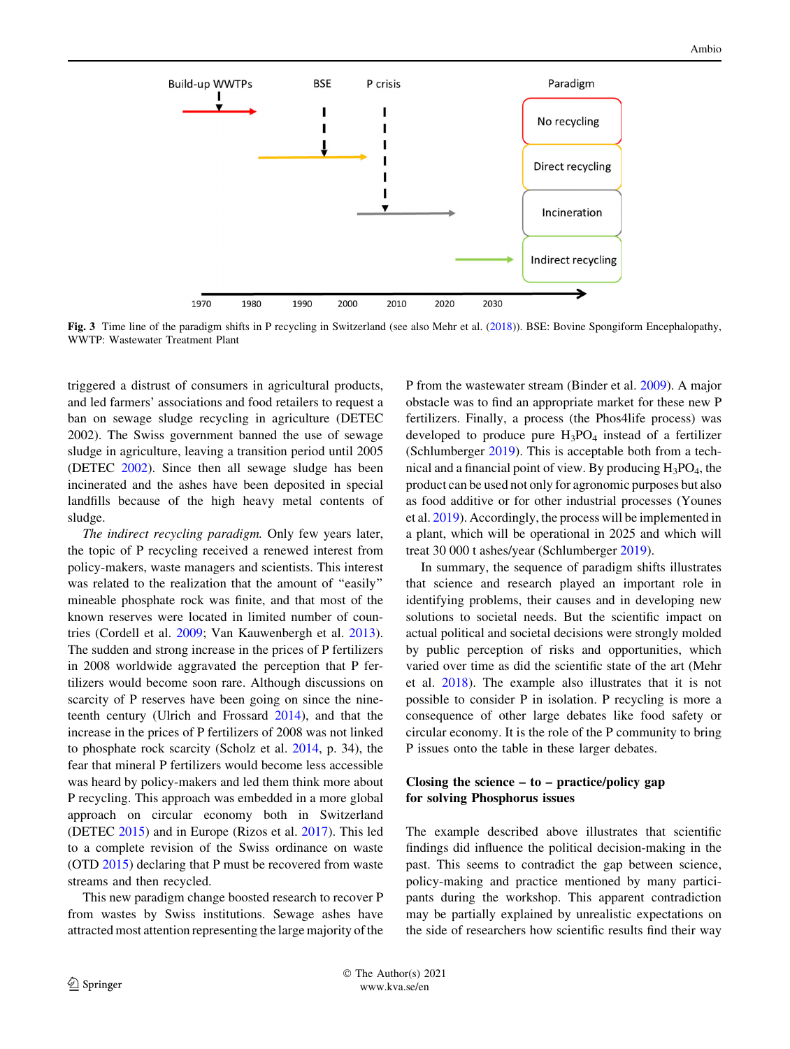Fig. 3 Time line of the paradigm shifts in P recycling in Switzerland (see also Mehr et al. (2018)). BSE: Bovine Spongiform Encephalopathy, WWTP: Wastewater Treatment Plant

triggered a distrust of consumers in agricultural products, and led farmers' associations and food retailers to request a ban on sewage sludge recycling in agriculture (DETEC 2002). The Swiss government banned the use of sewage sludge in agriculture, leaving a transition period until 2005 (DETEC 2002). Since then all sewage sludge has been incinerated and the ashes have been deposited in special landfills because of the high heavy metal contents of sludge.

*The indirect recycling paradigm.* Only few years later, the topic of P recycling received a renewed interest from policy-makers, waste managers and scientists. This interest was related to the realization that the amount of "easily" mineable phosphate rock was finite, and that most of the known reserves were located in limited number of countries (Cordell et al. 2009; Van Kauwenbergh et al. 2013). The sudden and strong increase in the prices of P fertilizers in 2008 worldwide aggravated the perception that P fertilizers would become soon rare. Although discussions on scarcity of P reserves have been going on since the nineteenth century (Ulrich and Frossard 2014), and that the increase in the prices of P fertilizers of 2008 was not linked to phosphate rock scarcity (Scholz et al. 2014, p. 34), the fear that mineral P fertilizers would become less accessible was heard by policy-makers and led them think more about P recycling. This approach was embedded in a more global approach on circular economy both in Switzerland (DETEC 2015) and in Europe (Rizos et al. 2017). This led to a complete revision of the Swiss ordinance on waste (OTD 2015) declaring that P must be recovered from waste streams and then recycled.

This new paradigm change boosted research to recover P from wastes by Swiss institutions. Sewage ashes have attracted most attention representing the large majority of the P from the wastewater stream (Binder et al. 2009). A major obstacle was to find an appropriate market for these new P fertilizers. Finally, a process (the Phos4life process) was developed to produce pure $H_3PO_4$ instead of a fertilizer (Schlumberger 2019). This is acceptable both from a technical and a financial point of view. By producing $H_3PO_4$, the product can be used not only for agronomic purposes but also as food additive or for other industrial processes (Younes et al. 2019). Accordingly, the process will be implemented in a plant, which will be operational in 2025 and which will treat 30 000 t ashes/year (Schlumberger 2019).

In summary, the sequence of paradigm shifts illustrates that science and research played an important role in identifying problems, their causes and in developing new solutions to societal needs. But the scientific impact on actual political and societal decisions were strongly molded by public perception of risks and opportunities, which varied over time as did the scientific state of the art (Mehr et al. 2018). The example also illustrates that it is not possible to consider P in isolation. P recycling is more a consequence of other large debates like food safety or circular economy. It is the role of the P community to bring P issues onto the table in these larger debates.

## Closing the science – to – practice/policy gap for solving Phosphorus issues

The example described above illustrates that scientific findings did influence the political decision-making in the past. This seems to contradict the gap between science, policy-making and practice mentioned by many participants during the workshop. This apparent contradiction may be partially explained by unrealistic expectations on the side of researchers how scientific results find their way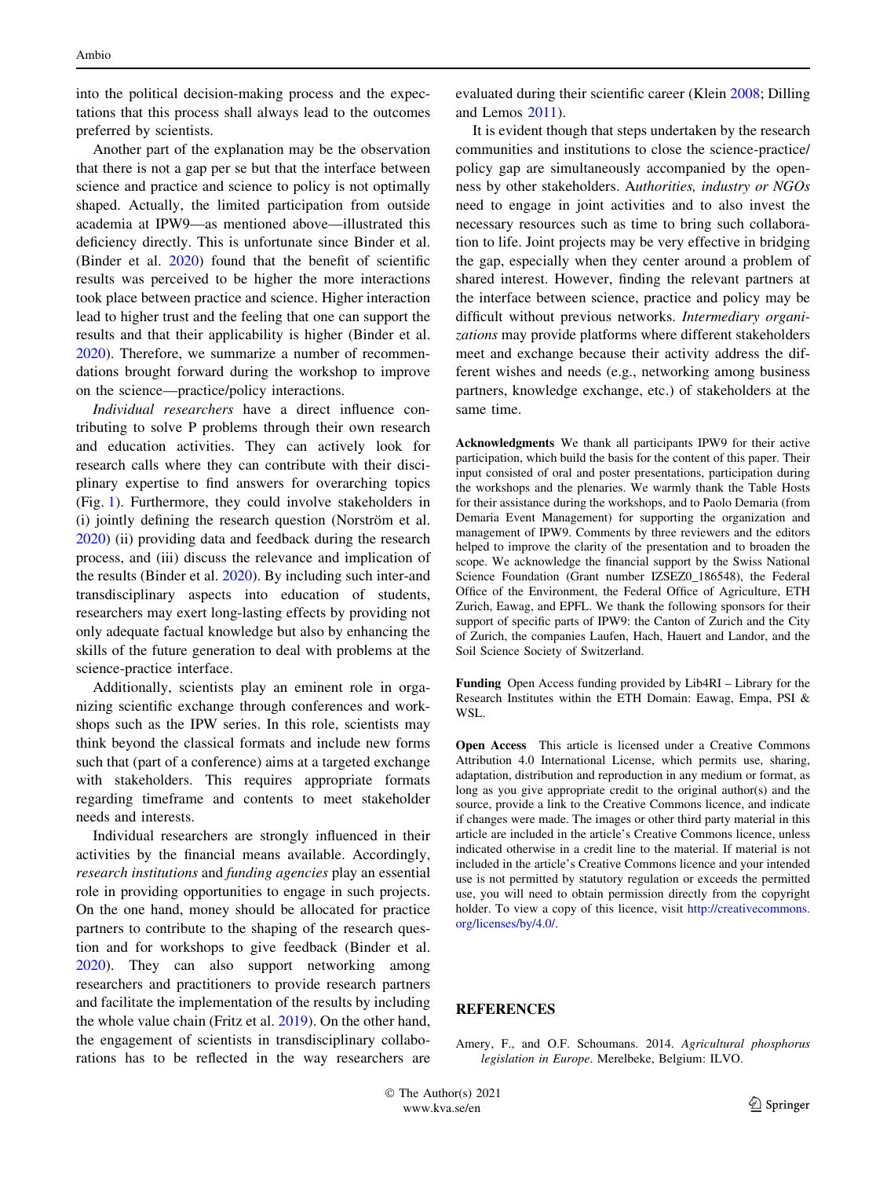into the political decision-making process and the expectations that this process shall always lead to the outcomes preferred by scientists.

Another part of the explanation may be the observation that there is not a gap per se but that the interface between science and practice and science to policy is not optimally shaped. Actually, the limited participation from outside academia at IPW9—as mentioned above—illustrated this deficiency directly. This is unfortunate since Binder et al. (Binder et al. 2020) found that the benefit of scientific results was perceived to be higher the more interactions took place between practice and science. Higher interaction lead to higher trust and the feeling that one can support the results and that their applicability is higher (Binder et al. 2020). Therefore, we summarize a number of recommendations brought forward during the workshop to improve on the science—practice/policy interactions.

*Individual researchers* have a direct influence contributing to solve P problems through their own research and education activities. They can actively look for research calls where they can contribute with their disciplinary expertise to find answers for overarching topics (Fig. 1). Furthermore, they could involve stakeholders in (i) jointly defining the research question (Norström et al. 2020) (ii) providing data and feedback during the research process, and (iii) discuss the relevance and implication of the results (Binder et al. 2020). By including such inter-and transdisciplinary aspects into education of students, researchers may exert long-lasting effects by providing not only adequate factual knowledge but also by enhancing the skills of the future generation to deal with problems at the science-practice interface.

Additionally, scientists play an eminent role in organizing scientific exchange through conferences and workshops such as the IPW series. In this role, scientists may think beyond the classical formats and include new forms such that (part of a conference) aims at a targeted exchange with stakeholders. This requires appropriate formats regarding timeframe and contents to meet stakeholder needs and interests.

Individual researchers are strongly influenced in their activities by the financial means available. Accordingly, *research institutions* and *funding agencies* play an essential role in providing opportunities to engage in such projects. On the one hand, money should be allocated for practice partners to contribute to the shaping of the research question and for workshops to give feedback (Binder et al. 2020). They can also support networking among researchers and practitioners to provide research partners and facilitate the implementation of the results by including the whole value chain (Fritz et al. 2019). On the other hand, the engagement of scientists in transdisciplinary collaborations has to be reflected in the way researchers are evaluated during their scientific career (Klein 2008; Dilling and Lemos 2011).

It is evident though that steps undertaken by the research communities and institutions to close the science-practice/policy gap are simultaneously accompanied by the openness by other stakeholders. A*uthorities, industry or NGOs* need to engage in joint activities and to also invest the necessary resources such as time to bring such collaboration to life. Joint projects may be very effective in bridging the gap, especially when they center around a problem of shared interest. However, finding the relevant partners at the interface between science, practice and policy may be difficult without previous networks. *Intermediary organizations* may provide platforms where different stakeholders meet and exchange because their activity address the different wishes and needs (e.g., networking among business partners, knowledge exchange, etc.) of stakeholders at the same time.

**Acknowledgments** We thank all participants IPW9 for their active participation, which build the basis for the content of this paper. Their input consisted of oral and poster presentations, participation during the workshops and the plenaries. We warmly thank the Table Hosts for their assistance during the workshops, and to Paolo Demaria (from Demaria Event Management) for supporting the organization and management of IPW9. Comments by three reviewers and the editors helped to improve the clarity of the presentation and to broaden the scope. We acknowledge the financial support by the Swiss National Science Foundation (Grant number IZSEZ0_186548), the Federal Office of the Environment, the Federal Office of Agriculture, ETH Zurich, Eawag, and EPFL. We thank the following sponsors for their support of specific parts of IPW9: the Canton of Zurich and the City of Zurich, the companies Laufen, Hach, Hauert and Landor, and the Soil Science Society of Switzerland.

**Funding** Open Access funding provided by Lib4RI – Library for the Research Institutes within the ETH Domain: Eawag, Empa, PSI & WSL.

**Open Access** This article is licensed under a Creative Commons Attribution 4.0 International License, which permits use, sharing, adaptation, distribution and reproduction in any medium or format, as long as you give appropriate credit to the original author(s) and the source, provide a link to the Creative Commons licence, and indicate if changes were made. The images or other third party material in this article are included in the article's Creative Commons licence, unless indicated otherwise in a credit line to the material. If material is not included in the article's Creative Commons licence and your intended use is not permitted by statutory regulation or exceeds the permitted use, you will need to obtain permission directly from the copyright holder. To view a copy of this licence, visit http://creativecommons.org/licenses/by/4.0/.

## REFERENCES

Amery, F., and O.F. Schoumans. 2014. *Agricultural phosphorus legislation in Europe*. Merelbeke, Belgium: ILVO.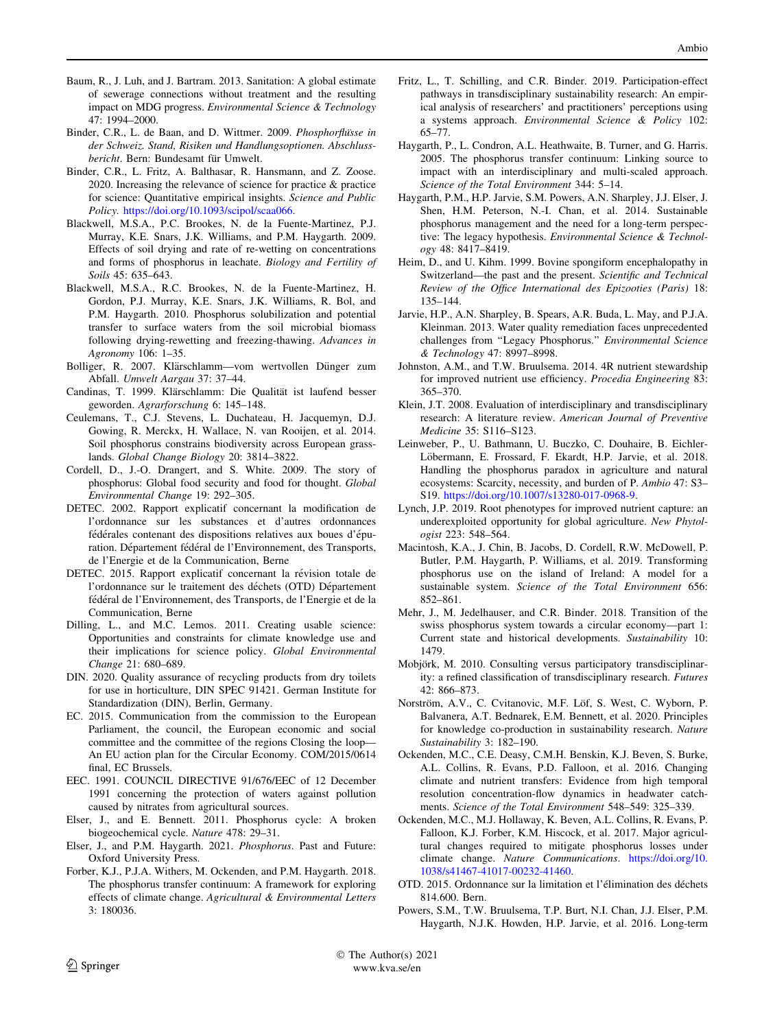Baum, R., J. Luh, and J. Bartram. 2013. Sanitation: A global estimate of sewerage connections without treatment and the resulting impact on MDG progress. *Environmental Science & Technology* 47: 1994–2000.

Binder, C.R., L. de Baan, and D. Wittmer. 2009. *Phosphorflüsse in der Schweiz. Stand, Risiken und Handlungsoptionen. Abschlussbericht*. Bern: Bundesamt für Umwelt.

Binder, C.R., L. Fritz, A. Balthasar, R. Hansmann, and Z. Zoose. 2020. Increasing the relevance of science for practice & practice for science: Quantitative empirical insights. *Science and Public Policy*. https://doi.org/10.1093/scipol/scaa066.

Blackwell, M.S.A., P.C. Brookes, N. de la Fuente-Martinez, P.J. Murray, K.E. Snars, J.K. Williams, and P.M. Haygarth. 2009. Effects of soil drying and rate of re-wetting on concentrations and forms of phosphorus in leachate. *Biology and Fertility of Soils* 45: 635–643.

Blackwell, M.S.A., R.C. Brookes, N. de la Fuente-Martinez, H. Gordon, P.J. Murray, K.E. Snars, J.K. Williams, R. Bol, and P.M. Haygarth. 2010. Phosphorus solubilization and potential transfer to surface waters from the soil microbial biomass following drying-rewetting and freezing-thawing. *Advances in Agronomy* 106: 1–35.

Bolliger, R. 2007. Klärschlamm—vom wertvollen Dünger zum Abfall. *Umwelt Aargau* 37: 37–44.

Candinas, T. 1999. Klärschlamm: Die Qualität ist laufend besser geworden. *Agrarforschung* 6: 145–148.

Ceulemans, T., C.J. Stevens, L. Duchateau, H. Jacquemyn, D.J. Gowing, R. Merckx, H. Wallace, N. van Rooijen, et al. 2014. Soil phosphorus constrains biodiversity across European grasslands. *Global Change Biology* 20: 3814–3822.

Cordell, D., J.-O. Drangert, and S. White. 2009. The story of phosphorus: Global food security and food for thought. *Global Environmental Change* 19: 292–305.

DETEC. 2002. Rapport explicatif concernant la modification de l'ordonnance sur les substances et d'autres ordonnances fédérales contenant des dispositions relatives aux boues d'épuration. Département fédéral de l'Environnement, des Transports, de l'Energie et de la Communication, Berne

DETEC. 2015. Rapport explicatif concernant la révision totale de l'ordonnance sur le traitement des déchets (OTD) Département fédéral de l'Environnement, des Transports, de l'Energie et de la Communication, Berne

Dilling, L., and M.C. Lemos. 2011. Creating usable science: Opportunities and constraints for climate knowledge use and their implications for science policy. *Global Environmental Change* 21: 680–689.

DIN. 2020. Quality assurance of recycling products from dry toilets for use in horticulture, DIN SPEC 91421. German Institute for Standardization (DIN), Berlin, Germany.

EC. 2015. Communication from the commission to the European Parliament, the council, the European economic and social committee and the committee of the regions Closing the loop—An EU action plan for the Circular Economy. COM/2015/0614 final, EC Brussels.

EEC. 1991. COUNCIL DIRECTIVE 91/676/EEC of 12 December 1991 concerning the protection of waters against pollution caused by nitrates from agricultural sources.

Elser, J., and E. Bennett. 2011. Phosphorus cycle: A broken biogeochemical cycle. *Nature* 478: 29–31.

Elser, J., and P.M. Haygarth. 2021. *Phosphorus*. Past and Future: Oxford University Press.

Forber, K.J., P.J.A. Withers, M. Ockenden, and P.M. Haygarth. 2018. The phosphorus transfer continuum: A framework for exploring effects of climate change. *Agricultural & Environmental Letters* 3: 180036.

Fritz, L., T. Schilling, and C.R. Binder. 2019. Participation-effect pathways in transdisciplinary sustainability research: An empirical analysis of researchers' and practitioners' perceptions using a systems approach. *Environmental Science & Policy* 102: 65–77.

Haygarth, P., L. Condron, A.L. Heathwaite, B. Turner, and G. Harris. 2005. The phosphorus transfer continuum: Linking source to impact with an interdisciplinary and multi-scaled approach. *Science of the Total Environment* 344: 5–14.

Haygarth, P.M., H.P. Jarvie, S.M. Powers, A.N. Sharpley, J.J. Elser, J. Shen, H.M. Peterson, N.-I. Chan, et al. 2014. Sustainable phosphorus management and the need for a long-term perspective: The legacy hypothesis. *Environmental Science & Technology* 48: 8417–8419.

Heim, D., and U. Kihm. 1999. Bovine spongiform encephalopathy in Switzerland—the past and the present. *Scientific and Technical Review of the Office International des Epizooties (Paris)* 18: 135–144.

Jarvie, H.P., A.N. Sharpley, B. Spears, A.R. Buda, L. May, and P.J.A. Kleinman. 2013. Water quality remediation faces unprecedented challenges from "Legacy Phosphorus." *Environmental Science & Technology* 47: 8997–8998.

Johnston, A.M., and T.W. Bruulsema. 2014. 4R nutrient stewardship for improved nutrient use efficiency. *Procedia Engineering* 83: 365–370.

Klein, J.T. 2008. Evaluation of interdisciplinary and transdisciplinary research: A literature review. *American Journal of Preventive Medicine* 35: S116–S123.

Leinweber, P., U. Bathmann, U. Buczko, C. Douhaire, B. Eichler-Löbermann, E. Frossard, F. Ekardt, H.P. Jarvie, et al. 2018. Handling the phosphorus paradox in agriculture and natural ecosystems: Scarcity, necessity, and burden of P. *Ambio* 47: S3–S19. https://doi.org/10.1007/s13280-017-0968-9.

Lynch, J.P. 2019. Root phenotypes for improved nutrient capture: an underexploited opportunity for global agriculture. *New Phytologist* 223: 548–564.

Macintosh, K.A., J. Chin, B. Jacobs, D. Cordell, R.W. McDowell, P. Butler, P.M. Haygarth, P. Williams, et al. 2019. Transforming phosphorus use on the island of Ireland: A model for a sustainable system. *Science of the Total Environment* 656: 852–861.

Mehr, J., M. Jedelhauser, and C.R. Binder. 2018. Transition of the swiss phosphorus system towards a circular economy—part 1: Current state and historical developments. *Sustainability* 10: 1479.

Mobjörk, M. 2010. Consulting versus participatory transdisciplinarity: a refined classification of transdisciplinary research. *Futures* 42: 866–873.

Norström, A.V., C. Cvitanovic, M.F. Löf, S. West, C. Wyborn, P. Balvanera, A.T. Bednarek, E.M. Bennett, et al. 2020. Principles for knowledge co-production in sustainability research. *Nature Sustainability* 3: 182–190.

Ockenden, M.C., C.E. Deasy, C.M.H. Benskin, K.J. Beven, S. Burke, A.L. Collins, R. Evans, P.D. Falloon, et al. 2016. Changing climate and nutrient transfers: Evidence from high temporal resolution concentration-flow dynamics in headwater catchments. *Science of the Total Environment* 548–549: 325–339.

Ockenden, M.C., M.J. Hollaway, K. Beven, A.L. Collins, R. Evans, P. Falloon, K.J. Forber, K.M. Hiscock, et al. 2017. Major agricultural changes required to mitigate phosphorus losses under climate change. *Nature Communications*. https://doi.org/10.1038/s41467-41017-00232-41460.

OTD. 2015. Ordonnance sur la limitation et l'élimination des déchets 814.600. Bern.

Powers, S.M., T.W. Bruulsema, T.P. Burt, N.I. Chan, J.J. Elser, P.M. Haygarth, N.J.K. Howden, H.P. Jarvie, et al. 2016. Long-term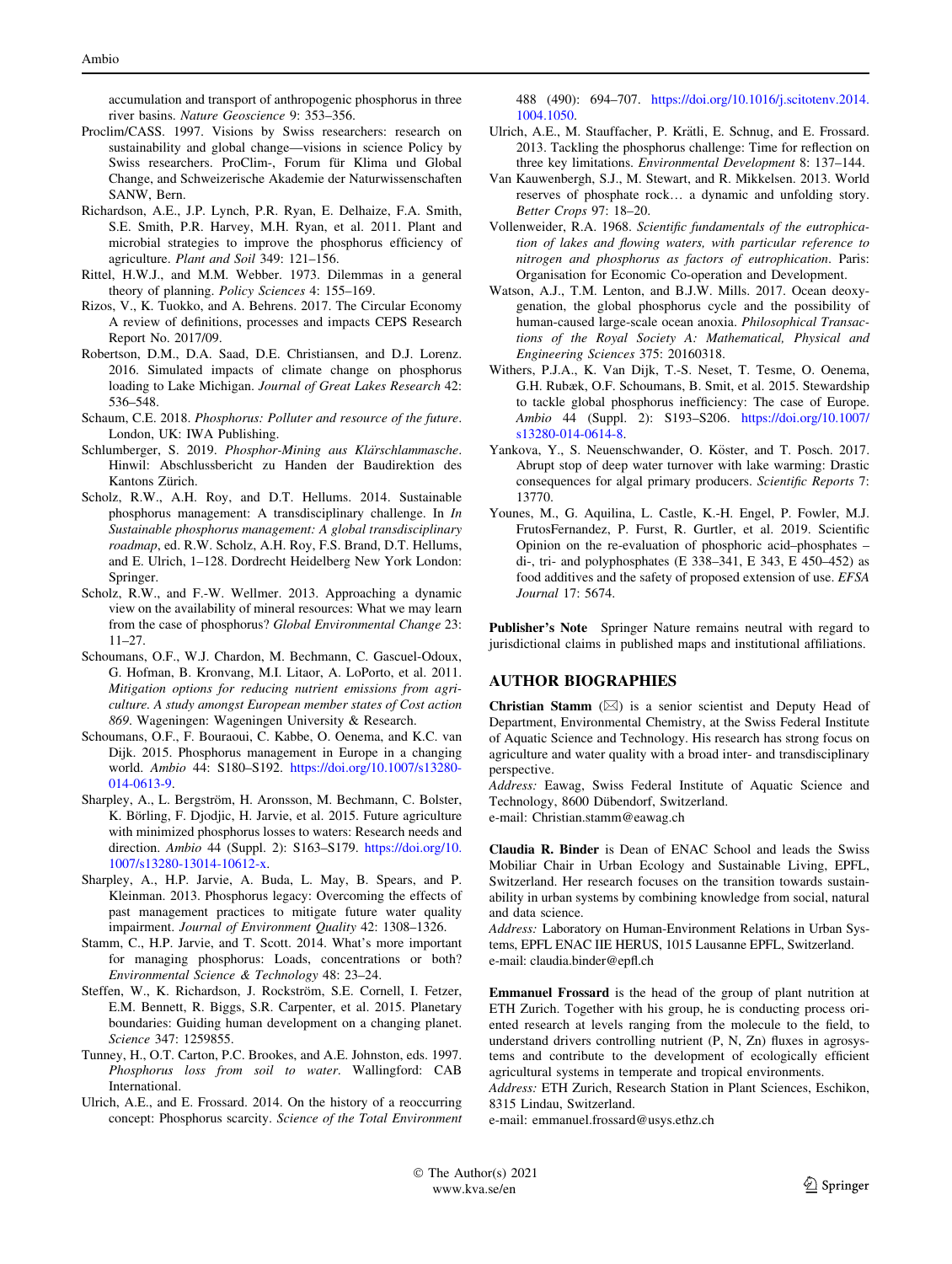accumulation and transport of anthropogenic phosphorus in three river basins. *Nature Geoscience* 9: 353–356.

Proclim/CASS. 1997. Visions by Swiss researchers: research on sustainability and global change—visions in science Policy by Swiss researchers. ProClim-, Forum für Klima und Global Change, and Schweizerische Akademie der Naturwissenschaften SANW, Bern.

Richardson, A.E., J.P. Lynch, P.R. Ryan, E. Delhaize, F.A. Smith, S.E. Smith, P.R. Harvey, M.H. Ryan, et al. 2011. Plant and microbial strategies to improve the phosphorus efficiency of agriculture. *Plant and Soil* 349: 121–156.

Rittel, H.W.J., and M.M. Webber. 1973. Dilemmas in a general theory of planning. *Policy Sciences* 4: 155–169.

Rizos, V., K. Tuokko, and A. Behrens. 2017. The Circular Economy A review of definitions, processes and impacts CEPS Research Report No. 2017/09.

Robertson, D.M., D.A. Saad, D.E. Christiansen, and D.J. Lorenz. 2016. Simulated impacts of climate change on phosphorus loading to Lake Michigan. *Journal of Great Lakes Research* 42: 536–548.

Schaum, C.E. 2018. *Phosphorus: Polluter and resource of the future*. London, UK: IWA Publishing.

Schlumberger, S. 2019. *Phosphor-Mining aus Klärschlammasche*. Hinwil: Abschlussbericht zu Handen der Baudirektion des Kantons Zürich.

Scholz, R.W., A.H. Roy, and D.T. Hellums. 2014. Sustainable phosphorus management: A transdisciplinary challenge. In *In Sustainable phosphorus management: A global transdisciplinary roadmap*, ed. R.W. Scholz, A.H. Roy, F.S. Brand, D.T. Hellums, and E. Ulrich, 1–128. Dordrecht Heidelberg New York London: Springer.

Scholz, R.W., and F.-W. Wellmer. 2013. Approaching a dynamic view on the availability of mineral resources: What we may learn from the case of phosphorus? *Global Environmental Change* 23: 11–27.

Schoumans, O.F., W.J. Chardon, M. Bechmann, C. Gascuel-Odoux, G. Hofman, B. Kronvang, M.I. Litaor, A. LoPorto, et al. 2011. *Mitigation options for reducing nutrient emissions from agriculture. A study amongst European member states of Cost action 869*. Wageningen: Wageningen University & Research.

Schoumans, O.F., F. Bouraoui, C. Kabbe, O. Oenema, and K.C. van Dijk. 2015. Phosphorus management in Europe in a changing world. *Ambio* 44: S180–S192. https://doi.org/10.1007/s13280-014-0613-9.

Sharpley, A., L. Bergström, H. Aronsson, M. Bechmann, C. Bolster, K. Börling, F. Djodjic, H. Jarvie, et al. 2015. Future agriculture with minimized phosphorus losses to waters: Research needs and direction. *Ambio* 44 (Suppl. 2): S163–S179. https://doi.org/10.1007/s13280-13014-10612-x.

Sharpley, A., H.P. Jarvie, A. Buda, L. May, B. Spears, and P. Kleinman. 2013. Phosphorus legacy: Overcoming the effects of past management practices to mitigate future water quality impairment. *Journal of Environment Quality* 42: 1308–1326.

Stamm, C., H.P. Jarvie, and T. Scott. 2014. What's more important for managing phosphorus: Loads, concentrations or both? *Environmental Science & Technology* 48: 23–24.

Steffen, W., K. Richardson, J. Rockström, S.E. Cornell, I. Fetzer, E.M. Bennett, R. Biggs, S.R. Carpenter, et al. 2015. Planetary boundaries: Guiding human development on a changing planet. *Science* 347: 1259855.

Tunney, H., O.T. Carton, P.C. Brookes, and A.E. Johnston, eds. 1997. *Phosphorus loss from soil to water*. Wallingford: CAB International.

Ulrich, A.E., and E. Frossard. 2014. On the history of a reoccurring concept: Phosphorus scarcity. *Science of the Total Environment* 488 (490): 694–707. https://doi.org/10.1016/j.scitotenv.2014.1004.1050.

Ulrich, A.E., M. Stauffacher, P. Krätli, E. Schnug, and E. Frossard. 2013. Tackling the phosphorus challenge: Time for reflection on three key limitations. *Environmental Development* 8: 137–144.

Van Kauwenbergh, S.J., M. Stewart, and R. Mikkelsen. 2013. World reserves of phosphate rock… a dynamic and unfolding story. *Better Crops* 97: 18–20.

Vollenweider, R.A. 1968. *Scientific fundamentals of the eutrophication of lakes and flowing waters, with particular reference to nitrogen and phosphorus as factors of eutrophication*. Paris: Organisation for Economic Co-operation and Development.

Watson, A.J., T.M. Lenton, and B.J.W. Mills. 2017. Ocean deoxygenation, the global phosphorus cycle and the possibility of human-caused large-scale ocean anoxia. *Philosophical Transactions of the Royal Society A: Mathematical, Physical and Engineering Sciences* 375: 20160318.

Withers, P.J.A., K. Van Dijk, T.-S. Neset, T. Tesme, O. Oenema, G.H. Rubæk, O.F. Schoumans, B. Smit, et al. 2015. Stewardship to tackle global phosphorus inefficiency: The case of Europe. *Ambio* 44 (Suppl. 2): S193–S206. https://doi.org/10.1007/s13280-014-0614-8.

Yankova, Y., S. Neuenschwander, O. Köster, and T. Posch. 2017. Abrupt stop of deep water turnover with lake warming: Drastic consequences for algal primary producers. *Scientific Reports* 7: 13770.

Younes, M., G. Aquilina, L. Castle, K.-H. Engel, P. Fowler, M.J. FrutosFernandez, P. Furst, R. Gurtler, et al. 2019. Scientific Opinion on the re-evaluation of phosphoric acid–phosphates – di-, tri- and polyphosphates (E 338–341, E 343, E 450–452) as food additives and the safety of proposed extension of use. *EFSA Journal* 17: 5674.

**Publisher's Note** Springer Nature remains neutral with regard to jurisdictional claims in published maps and institutional affiliations.

## AUTHOR BIOGRAPHIES

**Christian Stamm** (✉) is a senior scientist and Deputy Head of Department, Environmental Chemistry, at the Swiss Federal Institute of Aquatic Science and Technology. His research has strong focus on agriculture and water quality with a broad inter- and transdisciplinary perspective.
*Address:* Eawag, Swiss Federal Institute of Aquatic Science and Technology, 8600 Dübendorf, Switzerland.
e-mail: Christian.stamm@eawag.ch

**Claudia R. Binder** is Dean of ENAC School and leads the Swiss Mobiliar Chair in Urban Ecology and Sustainable Living, EPFL, Switzerland. Her research focuses on the transition towards sustainability in urban systems by combining knowledge from social, natural and data science.
*Address:* Laboratory on Human-Environment Relations in Urban Systems, EPFL ENAC IIE HERUS, 1015 Lausanne EPFL, Switzerland.
e-mail: claudia.binder@epfl.ch

**Emmanuel Frossard** is the head of the group of plant nutrition at ETH Zurich. Together with his group, he is conducting process oriented research at levels ranging from the molecule to the field, to understand drivers controlling nutrient (P, N, Zn) fluxes in agrosystems and contribute to the development of ecologically efficient agricultural systems in temperate and tropical environments.
*Address:* ETH Zurich, Research Station in Plant Sciences, Eschikon, 8315 Lindau, Switzerland.
e-mail: emmanuel.frossard@usys.ethz.ch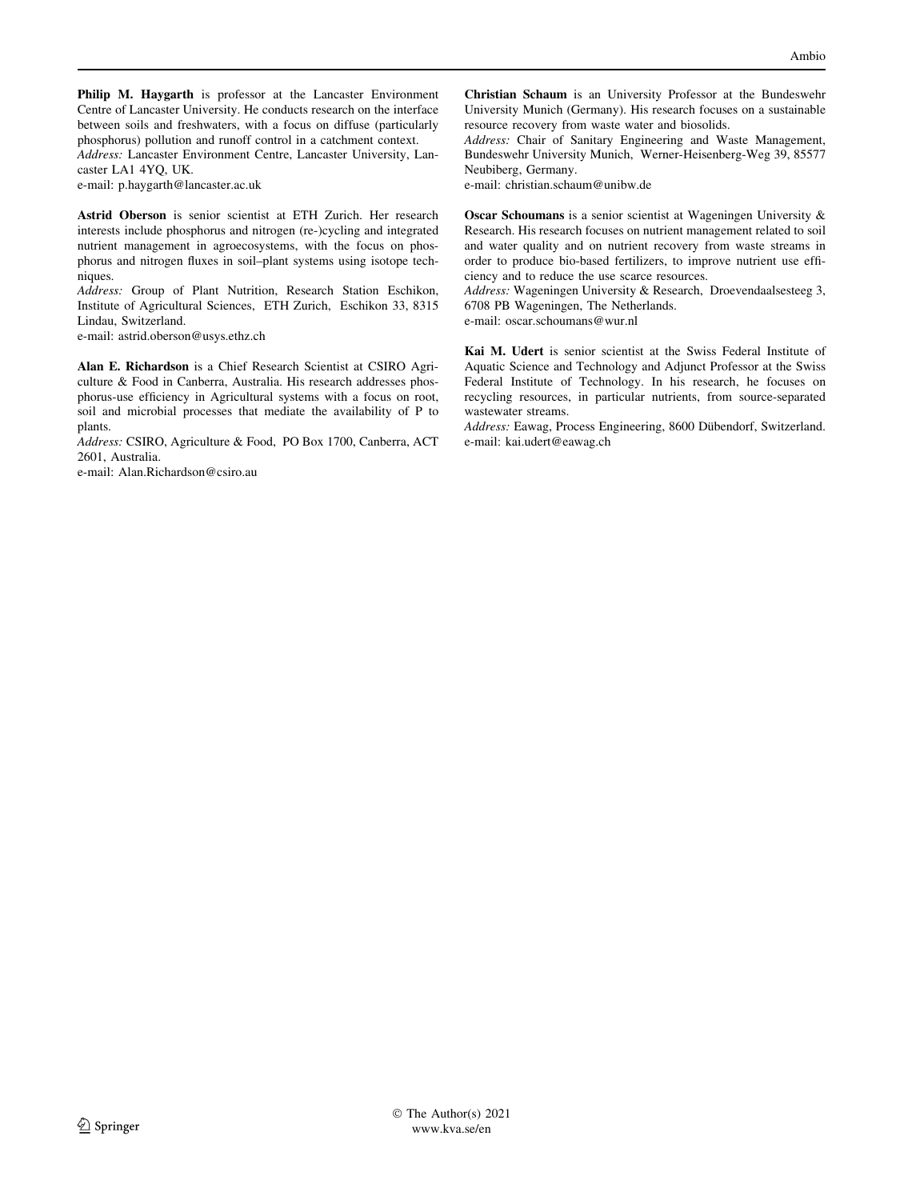**Philip M. Haygarth** is professor at the Lancaster Environment Centre of Lancaster University. He conducts research on the interface between soils and freshwaters, with a focus on diffuse (particularly phosphorus) pollution and runoff control in a catchment context.
*Address:* Lancaster Environment Centre, Lancaster University, Lancaster LA1 4YQ, UK.
e-mail: p.haygarth@lancaster.ac.uk

**Astrid Oberson** is senior scientist at ETH Zurich. Her research interests include phosphorus and nitrogen (re-)cycling and integrated nutrient management in agroecosystems, with the focus on phosphorus and nitrogen fluxes in soil–plant systems using isotope techniques.
*Address:* Group of Plant Nutrition, Research Station Eschikon, Institute of Agricultural Sciences, ETH Zurich, Eschikon 33, 8315 Lindau, Switzerland.
e-mail: astrid.oberson@usys.ethz.ch

**Alan E. Richardson** is a Chief Research Scientist at CSIRO Agriculture & Food in Canberra, Australia. His research addresses phosphorus-use efficiency in Agricultural systems with a focus on root, soil and microbial processes that mediate the availability of P to plants.
*Address:* CSIRO, Agriculture & Food, PO Box 1700, Canberra, ACT 2601, Australia.
e-mail: Alan.Richardson@csiro.au

**Christian Schaum** is an University Professor at the Bundeswehr University Munich (Germany). His research focuses on a sustainable resource recovery from waste water and biosolids.
*Address:* Chair of Sanitary Engineering and Waste Management, Bundeswehr University Munich, Werner-Heisenberg-Weg 39, 85577 Neubiberg, Germany.
e-mail: christian.schaum@unibw.de

**Oscar Schoumans** is a senior scientist at Wageningen University & Research. His research focuses on nutrient management related to soil and water quality and on nutrient recovery from waste streams in order to produce bio-based fertilizers, to improve nutrient use efficiency and to reduce the use scarce resources.
*Address:* Wageningen University & Research, Droevendaalsesteeg 3, 6708 PB Wageningen, The Netherlands.
e-mail: oscar.schoumans@wur.nl

**Kai M. Udert** is senior scientist at the Swiss Federal Institute of Aquatic Science and Technology and Adjunct Professor at the Swiss Federal Institute of Technology. In his research, he focuses on recycling resources, in particular nutrients, from source-separated wastewater streams.
*Address:* Eawag, Process Engineering, 8600 Dübendorf, Switzerland.
e-mail: kai.udert@eawag.ch